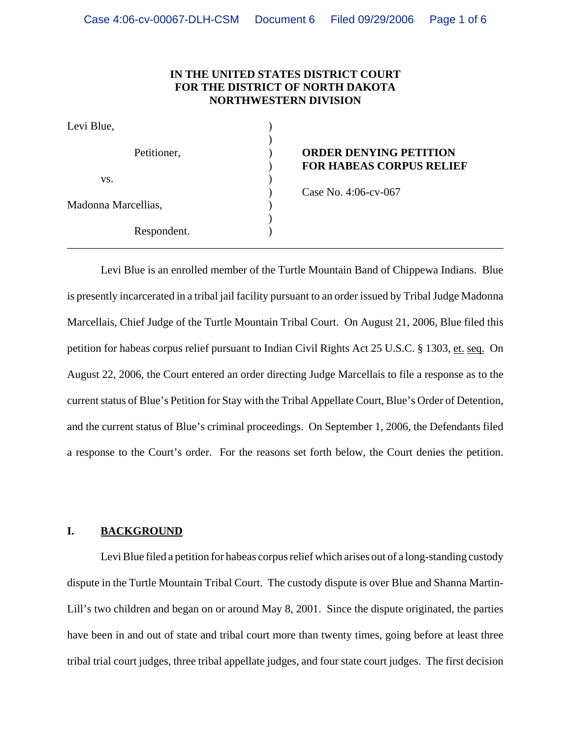**IN THE UNITED STATES DISTRICT COURT**
**FOR THE DISTRICT OF NORTH DAKOTA**
**NORTHWESTERN DIVISION**

| | | |
|---|---|---|
| Levi Blue, | ) | |
| | ) | |
| Petitioner, | ) | **ORDER DENYING PETITION FOR HABEAS CORPUS RELIEF** |
| | ) | |
| vs. | ) | |
| | ) | Case No. 4:06-cv-067 |
| Madonna Marcellias, | ) | |
| | ) | |
| Respondent. | ) | |

---

Levi Blue is an enrolled member of the Turtle Mountain Band of Chippewa Indians. Blue is presently incarcerated in a tribal jail facility pursuant to an order issued by Tribal Judge Madonna Marcellais, Chief Judge of the Turtle Mountain Tribal Court. On August 21, 2006, Blue filed this petition for habeas corpus relief pursuant to Indian Civil Rights Act 25 U.S.C. § 1303, et. seq. On August 22, 2006, the Court entered an order directing Judge Marcellais to file a response as to the current status of Blue's Petition for Stay with the Tribal Appellate Court, Blue's Order of Detention, and the current status of Blue's criminal proceedings. On September 1, 2006, the Defendants filed a response to the Court's order. For the reasons set forth below, the Court denies the petition.

## I. BACKGROUND

Levi Blue filed a petition for habeas corpus relief which arises out of a long-standing custody dispute in the Turtle Mountain Tribal Court. The custody dispute is over Blue and Shanna Martin-Lill's two children and began on or around May 8, 2001. Since the dispute originated, the parties have been in and out of state and tribal court more than twenty times, going before at least three tribal trial court judges, three tribal appellate judges, and four state court judges. The first decision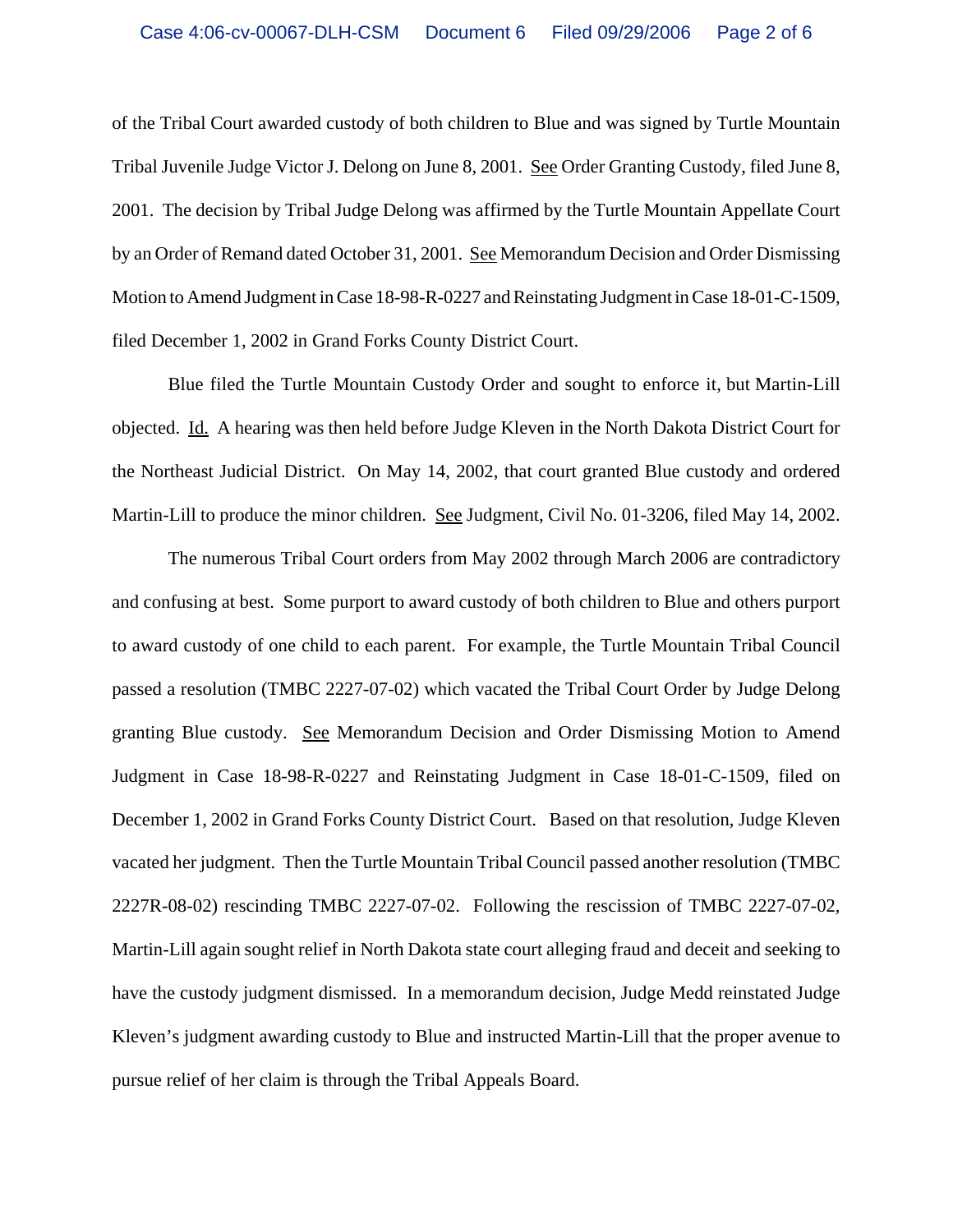of the Tribal Court awarded custody of both children to Blue and was signed by Turtle Mountain Tribal Juvenile Judge Victor J. Delong on June 8, 2001. See Order Granting Custody, filed June 8, 2001. The decision by Tribal Judge Delong was affirmed by the Turtle Mountain Appellate Court by an Order of Remand dated October 31, 2001. See Memorandum Decision and Order Dismissing Motion to Amend Judgment in Case 18-98-R-0227 and Reinstating Judgment in Case 18-01-C-1509, filed December 1, 2002 in Grand Forks County District Court.

Blue filed the Turtle Mountain Custody Order and sought to enforce it, but Martin-Lill objected. Id. A hearing was then held before Judge Kleven in the North Dakota District Court for the Northeast Judicial District. On May 14, 2002, that court granted Blue custody and ordered Martin-Lill to produce the minor children. See Judgment, Civil No. 01-3206, filed May 14, 2002.

The numerous Tribal Court orders from May 2002 through March 2006 are contradictory and confusing at best. Some purport to award custody of both children to Blue and others purport to award custody of one child to each parent. For example, the Turtle Mountain Tribal Council passed a resolution (TMBC 2227-07-02) which vacated the Tribal Court Order by Judge Delong granting Blue custody. See Memorandum Decision and Order Dismissing Motion to Amend Judgment in Case 18-98-R-0227 and Reinstating Judgment in Case 18-01-C-1509, filed on December 1, 2002 in Grand Forks County District Court. Based on that resolution, Judge Kleven vacated her judgment. Then the Turtle Mountain Tribal Council passed another resolution (TMBC 2227R-08-02) rescinding TMBC 2227-07-02. Following the rescission of TMBC 2227-07-02, Martin-Lill again sought relief in North Dakota state court alleging fraud and deceit and seeking to have the custody judgment dismissed. In a memorandum decision, Judge Medd reinstated Judge Kleven's judgment awarding custody to Blue and instructed Martin-Lill that the proper avenue to pursue relief of her claim is through the Tribal Appeals Board.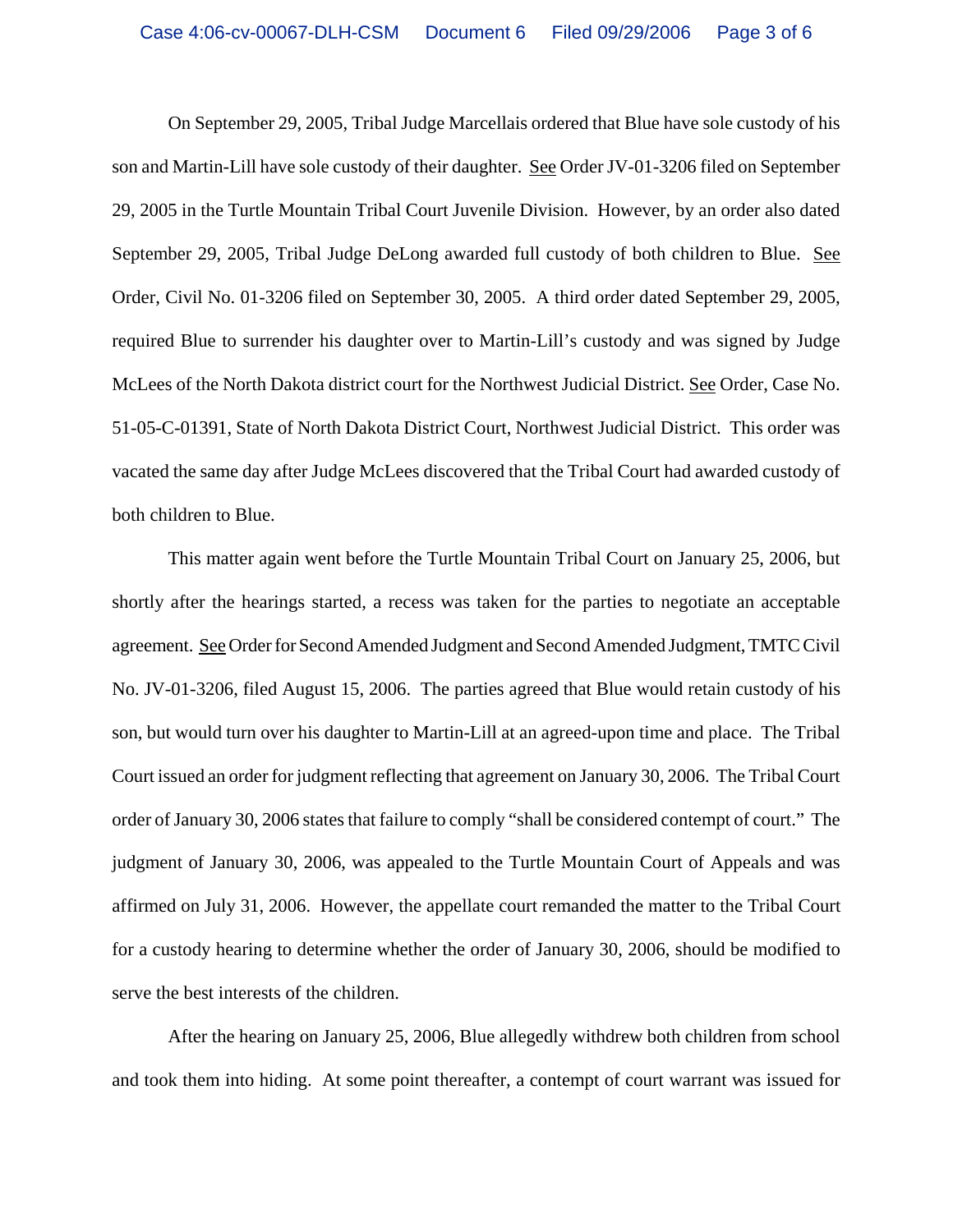On September 29, 2005, Tribal Judge Marcellais ordered that Blue have sole custody of his son and Martin-Lill have sole custody of their daughter. See Order JV-01-3206 filed on September 29, 2005 in the Turtle Mountain Tribal Court Juvenile Division. However, by an order also dated September 29, 2005, Tribal Judge DeLong awarded full custody of both children to Blue. See Order, Civil No. 01-3206 filed on September 30, 2005. A third order dated September 29, 2005, required Blue to surrender his daughter over to Martin-Lill's custody and was signed by Judge McLees of the North Dakota district court for the Northwest Judicial District. See Order, Case No. 51-05-C-01391, State of North Dakota District Court, Northwest Judicial District. This order was vacated the same day after Judge McLees discovered that the Tribal Court had awarded custody of both children to Blue.

This matter again went before the Turtle Mountain Tribal Court on January 25, 2006, but shortly after the hearings started, a recess was taken for the parties to negotiate an acceptable agreement. See Order for Second Amended Judgment and Second Amended Judgment, TMTC Civil No. JV-01-3206, filed August 15, 2006. The parties agreed that Blue would retain custody of his son, but would turn over his daughter to Martin-Lill at an agreed-upon time and place. The Tribal Court issued an order for judgment reflecting that agreement on January 30, 2006. The Tribal Court order of January 30, 2006 states that failure to comply "shall be considered contempt of court." The judgment of January 30, 2006, was appealed to the Turtle Mountain Court of Appeals and was affirmed on July 31, 2006. However, the appellate court remanded the matter to the Tribal Court for a custody hearing to determine whether the order of January 30, 2006, should be modified to serve the best interests of the children.

After the hearing on January 25, 2006, Blue allegedly withdrew both children from school and took them into hiding. At some point thereafter, a contempt of court warrant was issued for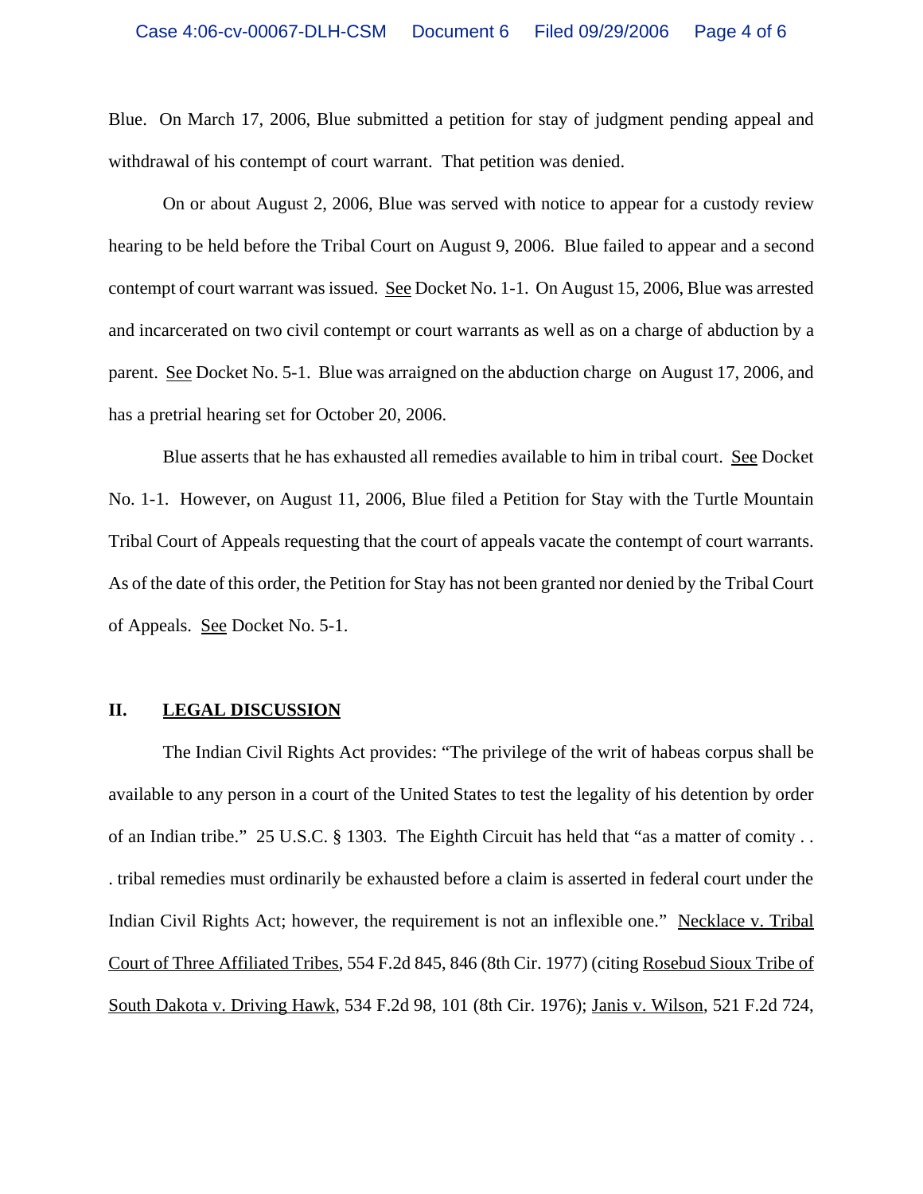Blue. On March 17, 2006, Blue submitted a petition for stay of judgment pending appeal and withdrawal of his contempt of court warrant. That petition was denied.

On or about August 2, 2006, Blue was served with notice to appear for a custody review hearing to be held before the Tribal Court on August 9, 2006. Blue failed to appear and a second contempt of court warrant was issued. See Docket No. 1-1. On August 15, 2006, Blue was arrested and incarcerated on two civil contempt or court warrants as well as on a charge of abduction by a parent. See Docket No. 5-1. Blue was arraigned on the abduction charge on August 17, 2006, and has a pretrial hearing set for October 20, 2006.

Blue asserts that he has exhausted all remedies available to him in tribal court. See Docket No. 1-1. However, on August 11, 2006, Blue filed a Petition for Stay with the Turtle Mountain Tribal Court of Appeals requesting that the court of appeals vacate the contempt of court warrants. As of the date of this order, the Petition for Stay has not been granted nor denied by the Tribal Court of Appeals. See Docket No. 5-1.

## II. LEGAL DISCUSSION

The Indian Civil Rights Act provides: "The privilege of the writ of habeas corpus shall be available to any person in a court of the United States to test the legality of his detention by order of an Indian tribe." 25 U.S.C. § 1303. The Eighth Circuit has held that "as a matter of comity . . . tribal remedies must ordinarily be exhausted before a claim is asserted in federal court under the Indian Civil Rights Act; however, the requirement is not an inflexible one." Necklace v. Tribal Court of Three Affiliated Tribes, 554 F.2d 845, 846 (8th Cir. 1977) (citing Rosebud Sioux Tribe of South Dakota v. Driving Hawk, 534 F.2d 98, 101 (8th Cir. 1976); Janis v. Wilson, 521 F.2d 724,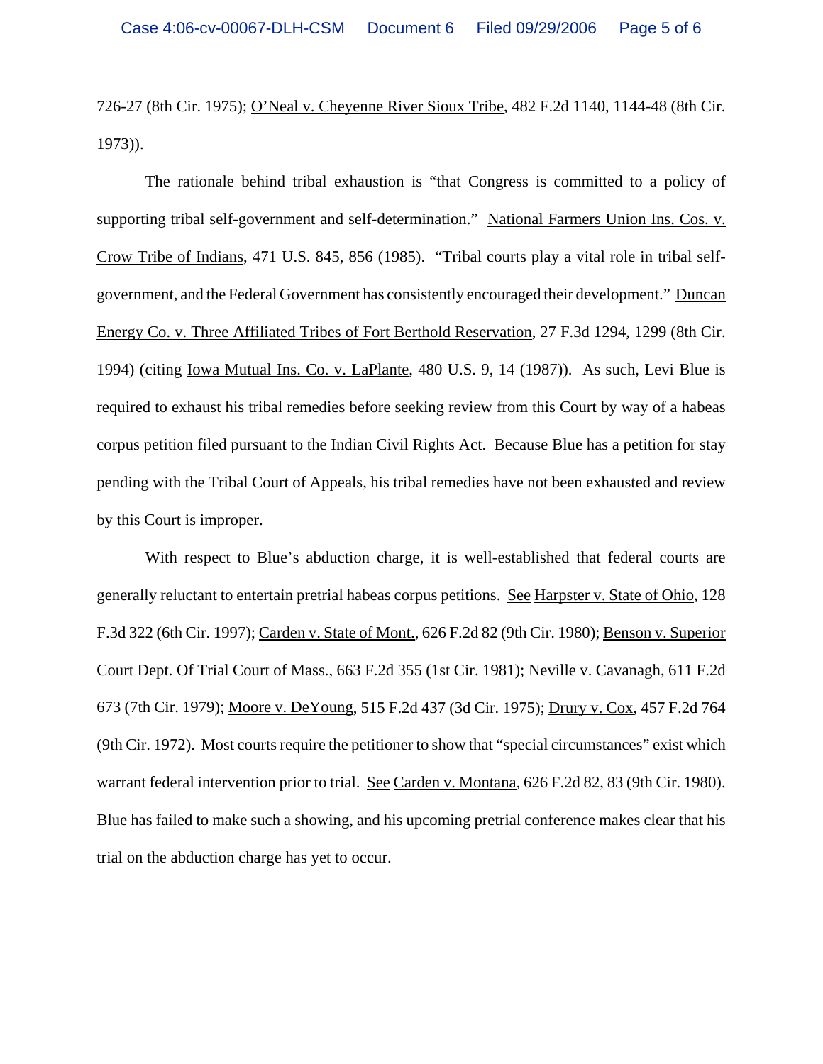726-27 (8th Cir. 1975); O'Neal v. Cheyenne River Sioux Tribe, 482 F.2d 1140, 1144-48 (8th Cir. 1973)).

The rationale behind tribal exhaustion is "that Congress is committed to a policy of supporting tribal self-government and self-determination." National Farmers Union Ins. Cos. v. Crow Tribe of Indians, 471 U.S. 845, 856 (1985). "Tribal courts play a vital role in tribal self-government, and the Federal Government has consistently encouraged their development." Duncan Energy Co. v. Three Affiliated Tribes of Fort Berthold Reservation, 27 F.3d 1294, 1299 (8th Cir. 1994) (citing Iowa Mutual Ins. Co. v. LaPlante, 480 U.S. 9, 14 (1987)). As such, Levi Blue is required to exhaust his tribal remedies before seeking review from this Court by way of a habeas corpus petition filed pursuant to the Indian Civil Rights Act. Because Blue has a petition for stay pending with the Tribal Court of Appeals, his tribal remedies have not been exhausted and review by this Court is improper.

With respect to Blue's abduction charge, it is well-established that federal courts are generally reluctant to entertain pretrial habeas corpus petitions. See Harpster v. State of Ohio, 128 F.3d 322 (6th Cir. 1997); Carden v. State of Mont., 626 F.2d 82 (9th Cir. 1980); Benson v. Superior Court Dept. Of Trial Court of Mass., 663 F.2d 355 (1st Cir. 1981); Neville v. Cavanagh, 611 F.2d 673 (7th Cir. 1979); Moore v. DeYoung, 515 F.2d 437 (3d Cir. 1975); Drury v. Cox, 457 F.2d 764 (9th Cir. 1972). Most courts require the petitioner to show that "special circumstances" exist which warrant federal intervention prior to trial. See Carden v. Montana, 626 F.2d 82, 83 (9th Cir. 1980). Blue has failed to make such a showing, and his upcoming pretrial conference makes clear that his trial on the abduction charge has yet to occur.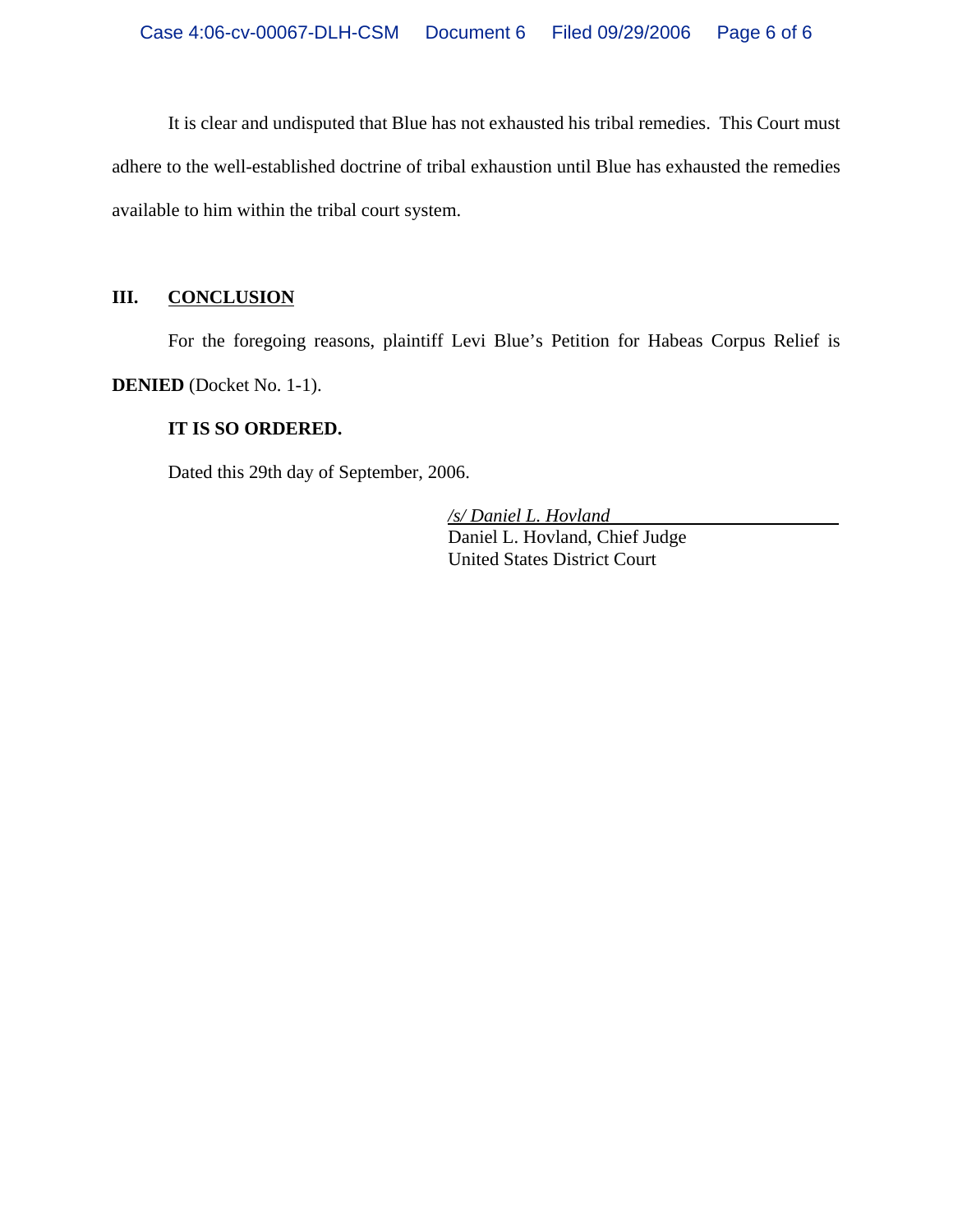It is clear and undisputed that Blue has not exhausted his tribal remedies. This Court must adhere to the well-established doctrine of tribal exhaustion until Blue has exhausted the remedies available to him within the tribal court system.

## III. CONCLUSION

For the foregoing reasons, plaintiff Levi Blue's Petition for Habeas Corpus Relief is **DENIED** (Docket No. 1-1).

**IT IS SO ORDERED.**

Dated this 29th day of September, 2006.

*/s/ Daniel L. Hovland*
Daniel L. Hovland, Chief Judge
United States District Court